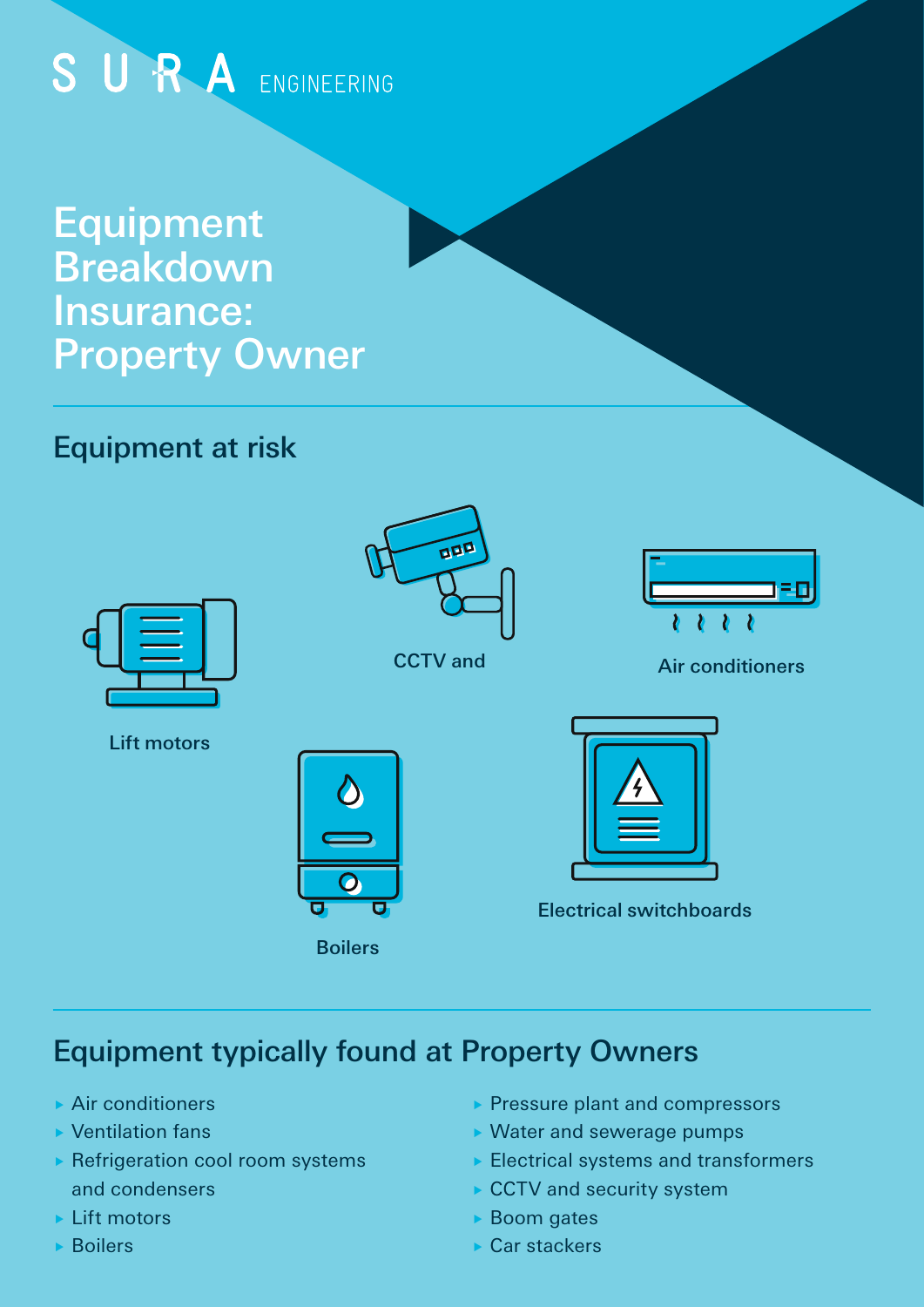SURA ENGINEERING

# Equipment Breakdown Insurance: Property Owner

## Equipment at risk

CCTV and

Air conditioners

Lift motors

Boilers

Electrical switchboards

## Equipment typically found at Property Owners

- Air conditioners
- Ventilation fans
- Refrigeration cool room systems and condensers
- Lift motors
- Boilers
- Pressure plant and compressors
- Water and sewerage pumps
- Electrical systems and transformers
- CCTV and security system
- Boom gates
- Car stackers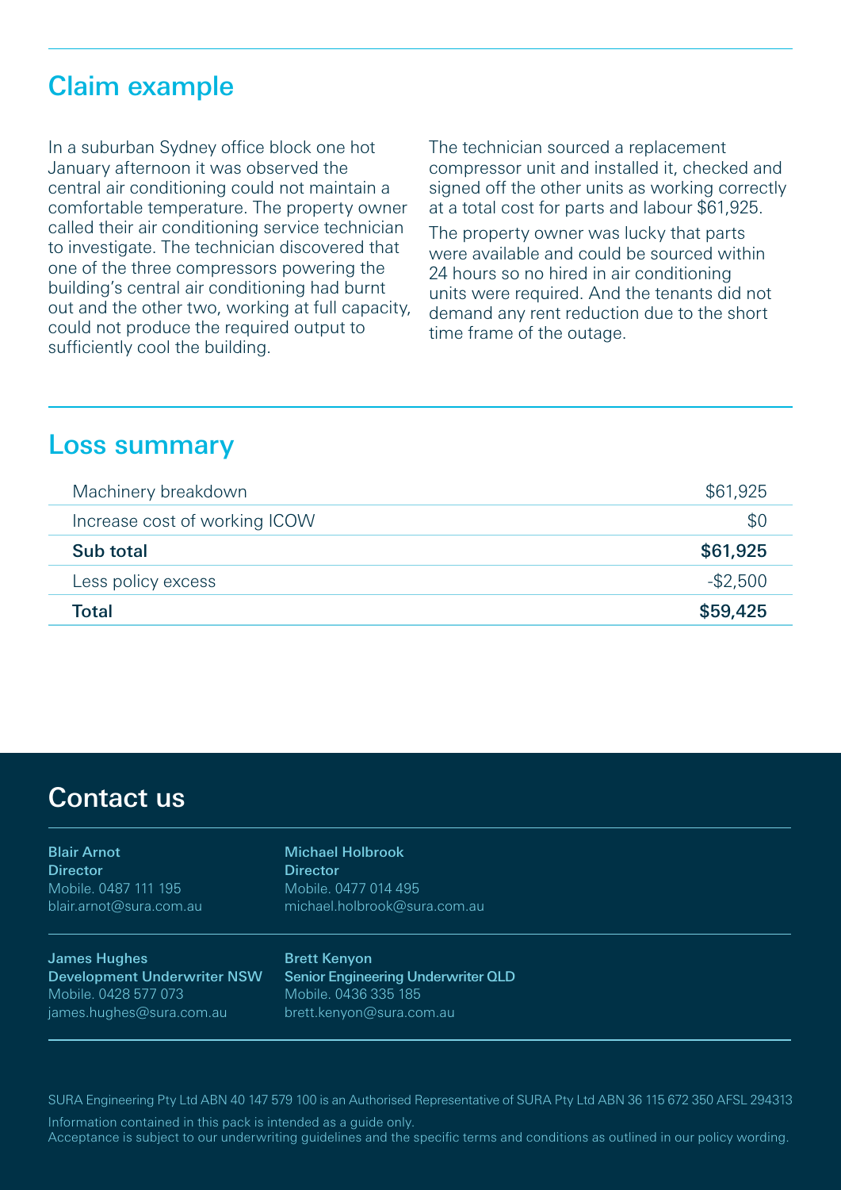## Claim example

In a suburban Sydney office block one hot January afternoon it was observed the central air conditioning could not maintain a comfortable temperature. The property owner called their air conditioning service technician to investigate. The technician discovered that one of the three compressors powering the building's central air conditioning had burnt out and the other two, working at full capacity, could not produce the required output to sufficiently cool the building.

The technician sourced a replacement compressor unit and installed it, checked and signed off the other units as working correctly at a total cost for parts and labour $61,925.

The property owner was lucky that parts were available and could be sourced within 24 hours so no hired in air conditioning units were required. And the tenants did not demand any rent reduction due to the short time frame of the outage.

## Loss summary

| | |
|---|---|
| Machinery breakdown | $61,925 |
| Increase cost of working ICOW | $0 |
| **Sub total** | **$61,925** |
| Less policy excess | -$2,500 |
| **Total** | **$59,425** |

## Contact us

**Blair Arnot**
**Director**
Mobile. 0487 111 195
blair.arnot@sura.com.au

**Michael Holbrook**
**Director**
Mobile. 0477 014 495
michael.holbrook@sura.com.au

**James Hughes**
**Development Underwriter NSW**
Mobile. 0428 577 073
james.hughes@sura.com.au

**Brett Kenyon**
**Senior Engineering Underwriter QLD**
Mobile. 0436 335 185
brett.kenyon@sura.com.au

SURA Engineering Pty Ltd ABN 40 147 579 100 is an Authorised Representative of SURA Pty Ltd ABN 36 115 672 350 AFSL 294313

Information contained in this pack is intended as a guide only.
Acceptance is subject to our underwriting guidelines and the specific terms and conditions as outlined in our policy wording.